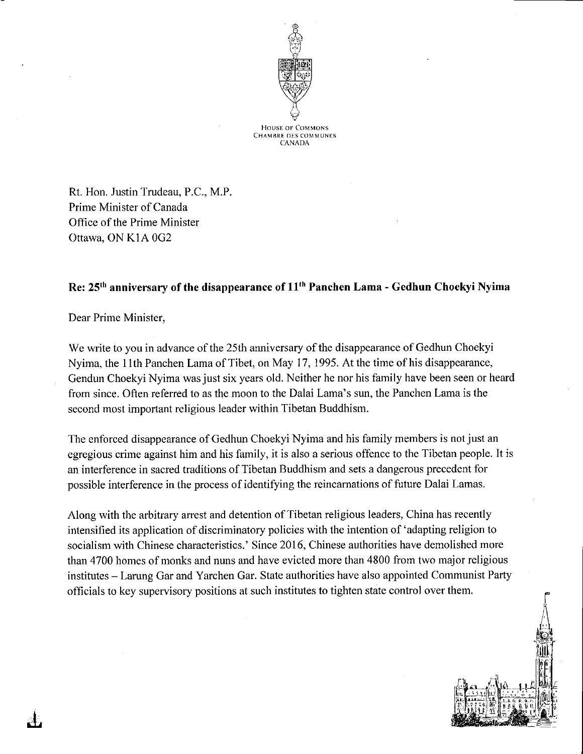House of Commons
Chambre des communes
Canada

Rt. Hon. Justin Trudeau, P.C., M.P.
Prime Minister of Canada
Office of the Prime Minister
Ottawa, ON K1A 0G2

**Re: 25th anniversary of the disappearance of 11th Panchen Lama - Gedhun Choekyi Nyima**

Dear Prime Minister,

We write to you in advance of the 25th anniversary of the disappearance of Gedhun Choekyi Nyima, the 11th Panchen Lama of Tibet, on May 17, 1995. At the time of his disappearance, Gendun Choekyi Nyima was just six years old. Neither he nor his family have been seen or heard from since. Often referred to as the moon to the Dalai Lama's sun, the Panchen Lama is the second most important religious leader within Tibetan Buddhism.

The enforced disappearance of Gedhun Choekyi Nyima and his family members is not just an egregious crime against him and his family, it is also a serious offence to the Tibetan people. It is an interference in sacred traditions of Tibetan Buddhism and sets a dangerous precedent for possible interference in the process of identifying the reincarnations of future Dalai Lamas.

Along with the arbitrary arrest and detention of Tibetan religious leaders, China has recently intensified its application of discriminatory policies with the intention of 'adapting religion to socialism with Chinese characteristics.' Since 2016, Chinese authorities have demolished more than 4700 homes of monks and nuns and have evicted more than 4800 from two major religious institutes – Larung Gar and Yarchen Gar. State authorities have also appointed Communist Party officials to key supervisory positions at such institutes to tighten state control over them.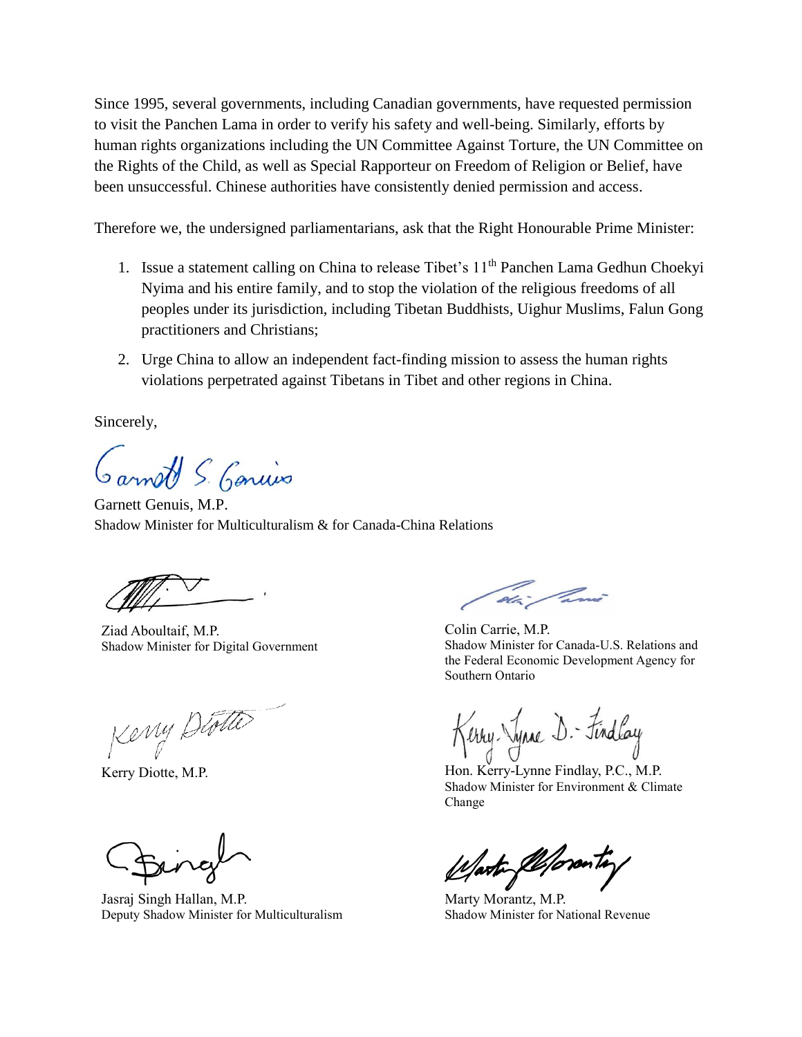Since 1995, several governments, including Canadian governments, have requested permission to visit the Panchen Lama in order to verify his safety and well-being. Similarly, efforts by human rights organizations including the UN Committee Against Torture, the UN Committee on the Rights of the Child, as well as Special Rapporteur on Freedom of Religion or Belief, have been unsuccessful. Chinese authorities have consistently denied permission and access.

Therefore we, the undersigned parliamentarians, ask that the Right Honourable Prime Minister:

1. Issue a statement calling on China to release Tibet's 11th Panchen Lama Gedhun Choekyi Nyima and his entire family, and to stop the violation of the religious freedoms of all peoples under its jurisdiction, including Tibetan Buddhists, Uighur Muslims, Falun Gong practitioners and Christians;
2. Urge China to allow an independent fact-finding mission to assess the human rights violations perpetrated against Tibetans in Tibet and other regions in China.

Sincerely,

Garnett Genuis, M.P.
Shadow Minister for Multiculturalism & for Canada-China Relations

Ziad Aboultaif, M.P.
Shadow Minister for Digital Government

Colin Carrie, M.P.
Shadow Minister for Canada-U.S. Relations and the Federal Economic Development Agency for Southern Ontario

Kerry Diotte, M.P.

Hon. Kerry-Lynne Findlay, P.C., M.P.
Shadow Minister for Environment & Climate Change

Jasraj Singh Hallan, M.P.
Deputy Shadow Minister for Multiculturalism

Marty Morantz, M.P.
Shadow Minister for National Revenue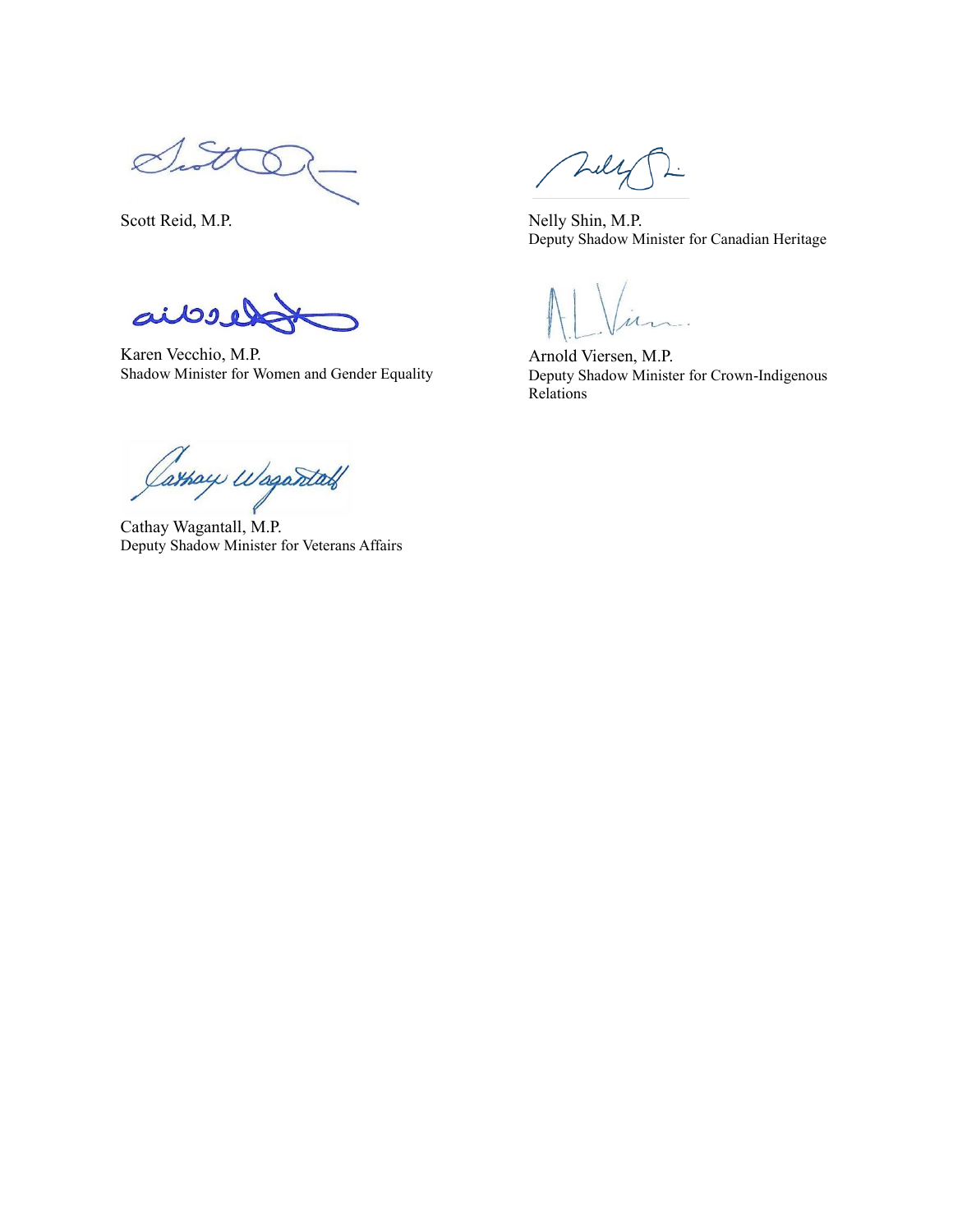Scott Reid, M.P.

Nelly Shin, M.P.
Deputy Shadow Minister for Canadian Heritage

Karen Vecchio, M.P.
Shadow Minister for Women and Gender Equality

Arnold Viersen, M.P.
Deputy Shadow Minister for Crown-Indigenous Relations

Cathay Wagantall, M.P.
Deputy Shadow Minister for Veterans Affairs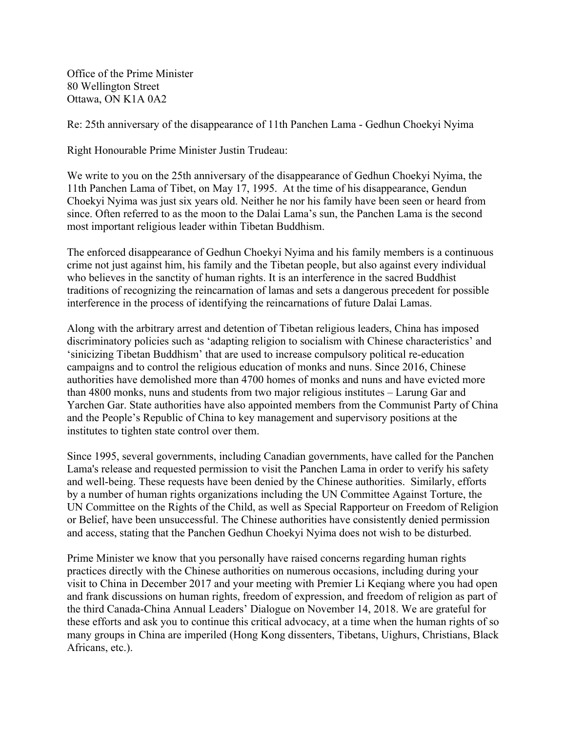Office of the Prime Minister
80 Wellington Street
Ottawa, ON K1A 0A2

Re: 25th anniversary of the disappearance of 11th Panchen Lama - Gedhun Choekyi Nyima

Right Honourable Prime Minister Justin Trudeau:

We write to you on the 25th anniversary of the disappearance of Gedhun Choekyi Nyima, the 11th Panchen Lama of Tibet, on May 17, 1995. At the time of his disappearance, Gendun Choekyi Nyima was just six years old. Neither he nor his family have been seen or heard from since. Often referred to as the moon to the Dalai Lama's sun, the Panchen Lama is the second most important religious leader within Tibetan Buddhism.

The enforced disappearance of Gedhun Choekyi Nyima and his family members is a continuous crime not just against him, his family and the Tibetan people, but also against every individual who believes in the sanctity of human rights. It is an interference in the sacred Buddhist traditions of recognizing the reincarnation of lamas and sets a dangerous precedent for possible interference in the process of identifying the reincarnations of future Dalai Lamas.

Along with the arbitrary arrest and detention of Tibetan religious leaders, China has imposed discriminatory policies such as 'adapting religion to socialism with Chinese characteristics' and 'sinicizing Tibetan Buddhism' that are used to increase compulsory political re-education campaigns and to control the religious education of monks and nuns. Since 2016, Chinese authorities have demolished more than 4700 homes of monks and nuns and have evicted more than 4800 monks, nuns and students from two major religious institutes – Larung Gar and Yarchen Gar. State authorities have also appointed members from the Communist Party of China and the People's Republic of China to key management and supervisory positions at the institutes to tighten state control over them.

Since 1995, several governments, including Canadian governments, have called for the Panchen Lama's release and requested permission to visit the Panchen Lama in order to verify his safety and well-being. These requests have been denied by the Chinese authorities. Similarly, efforts by a number of human rights organizations including the UN Committee Against Torture, the UN Committee on the Rights of the Child, as well as Special Rapporteur on Freedom of Religion or Belief, have been unsuccessful. The Chinese authorities have consistently denied permission and access, stating that the Panchen Gedhun Choekyi Nyima does not wish to be disturbed.

Prime Minister we know that you personally have raised concerns regarding human rights practices directly with the Chinese authorities on numerous occasions, including during your visit to China in December 2017 and your meeting with Premier Li Keqiang where you had open and frank discussions on human rights, freedom of expression, and freedom of religion as part of the third Canada-China Annual Leaders' Dialogue on November 14, 2018. We are grateful for these efforts and ask you to continue this critical advocacy, at a time when the human rights of so many groups in China are imperiled (Hong Kong dissenters, Tibetans, Uighurs, Christians, Black Africans, etc.).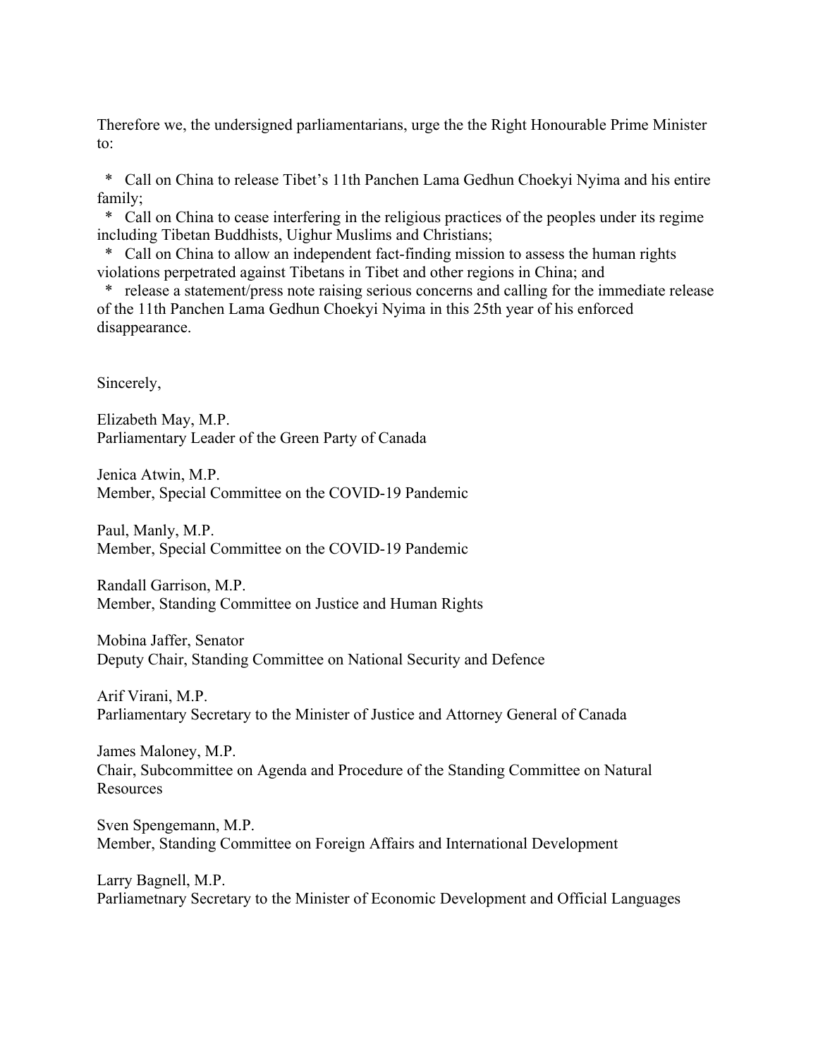Therefore we, the undersigned parliamentarians, urge the the Right Honourable Prime Minister to:

* Call on China to release Tibet's 11th Panchen Lama Gedhun Choekyi Nyima and his entire family;
* Call on China to cease interfering in the religious practices of the peoples under its regime including Tibetan Buddhists, Uighur Muslims and Christians;
* Call on China to allow an independent fact-finding mission to assess the human rights violations perpetrated against Tibetans in Tibet and other regions in China; and
* release a statement/press note raising serious concerns and calling for the immediate release of the 11th Panchen Lama Gedhun Choekyi Nyima in this 25th year of his enforced disappearance.

Sincerely,

Elizabeth May, M.P.
Parliamentary Leader of the Green Party of Canada

Jenica Atwin, M.P.
Member, Special Committee on the COVID-19 Pandemic

Paul, Manly, M.P.
Member, Special Committee on the COVID-19 Pandemic

Randall Garrison, M.P.
Member, Standing Committee on Justice and Human Rights

Mobina Jaffer, Senator
Deputy Chair, Standing Committee on National Security and Defence

Arif Virani, M.P.
Parliamentary Secretary to the Minister of Justice and Attorney General of Canada

James Maloney, M.P.
Chair, Subcommittee on Agenda and Procedure of the Standing Committee on Natural Resources

Sven Spengemann, M.P.
Member, Standing Committee on Foreign Affairs and International Development

Larry Bagnell, M.P.
Parliametnary Secretary to the Minister of Economic Development and Official Languages